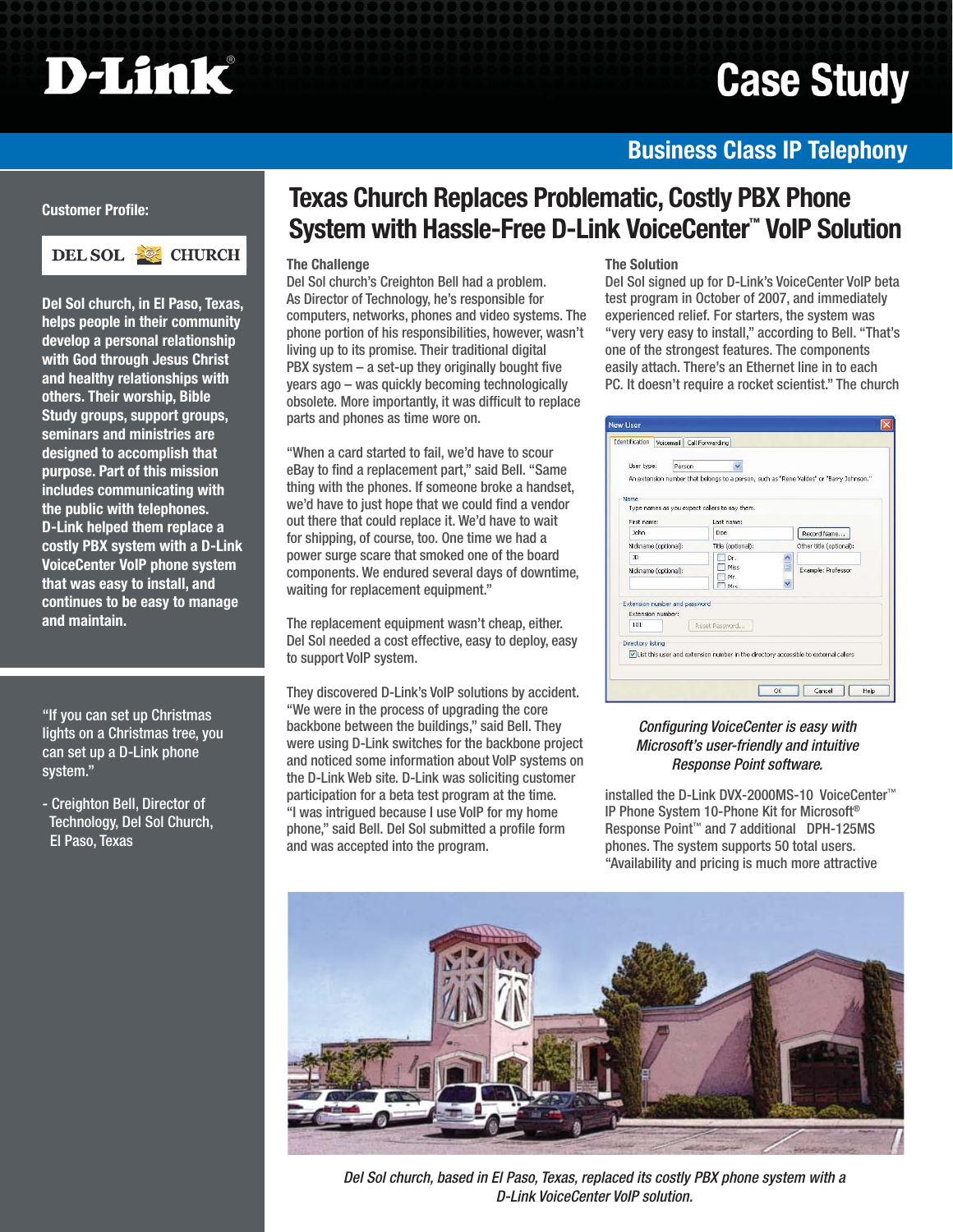# Case Study

## Business Class IP Telephony

**Customer Profile:**

DEL SOL CHURCH

**Del Sol church, in El Paso, Texas, helps people in their community develop a personal relationship with God through Jesus Christ and healthy relationships with others. Their worship, Bible Study groups, support groups, seminars and ministries are designed to accomplish that purpose. Part of this mission includes communicating with the public with telephones. D-Link helped them replace a costly PBX system with a D-Link VoiceCenter VoIP phone system that was easy to install, and continues to be easy to manage and maintain.**

"If you can set up Christmas lights on a Christmas tree, you can set up a D-Link phone system."

- Creighton Bell, Director of Technology, Del Sol Church, El Paso, Texas

# Texas Church Replaces Problematic, Costly PBX Phone System with Hassle-Free D-Link VoiceCenter™ VoIP Solution

### The Challenge

Del Sol church's Creighton Bell had a problem. As Director of Technology, he's responsible for computers, networks, phones and video systems. The phone portion of his responsibilities, however, wasn't living up to its promise. Their traditional digital PBX system – a set-up they originally bought five years ago – was quickly becoming technologically obsolete. More importantly, it was difficult to replace parts and phones as time wore on.

"When a card started to fail, we'd have to scour eBay to find a replacement part," said Bell. "Same thing with the phones. If someone broke a handset, we'd have to just hope that we could find a vendor out there that could replace it. We'd have to wait for shipping, of course, too. One time we had a power surge scare that smoked one of the board components. We endured several days of downtime, waiting for replacement equipment."

The replacement equipment wasn't cheap, either. Del Sol needed a cost effective, easy to deploy, easy to support VoIP system.

They discovered D-Link's VoIP solutions by accident. "We were in the process of upgrading the core backbone between the buildings," said Bell. They were using D-Link switches for the backbone project and noticed some information about VoIP systems on the D-Link Web site. D-Link was soliciting customer participation for a beta test program at the time. "I was intrigued because I use VoIP for my home phone," said Bell. Del Sol submitted a profile form and was accepted into the program.

### The Solution

Del Sol signed up for D-Link's VoiceCenter VoIP beta test program in October of 2007, and immediately experienced relief. For starters, the system was "very very easy to install," according to Bell. "That's one of the strongest features. The components easily attach. There's an Ethernet line in to each PC. It doesn't require a rocket scientist." The church installed the D-Link DVX-2000MS-10 VoiceCenter™ IP Phone System 10-Phone Kit for Microsoft® Response Point™ and 7 additional DPH-125MS phones. The system supports 50 total users. "Availability and pricing is much more attractive

*Configuring VoiceCenter is easy with Microsoft's user-friendly and intuitive Response Point software.*

*Del Sol church, based in El Paso, Texas, replaced its costly PBX phone system with a D-Link VoiceCenter VoIP solution.*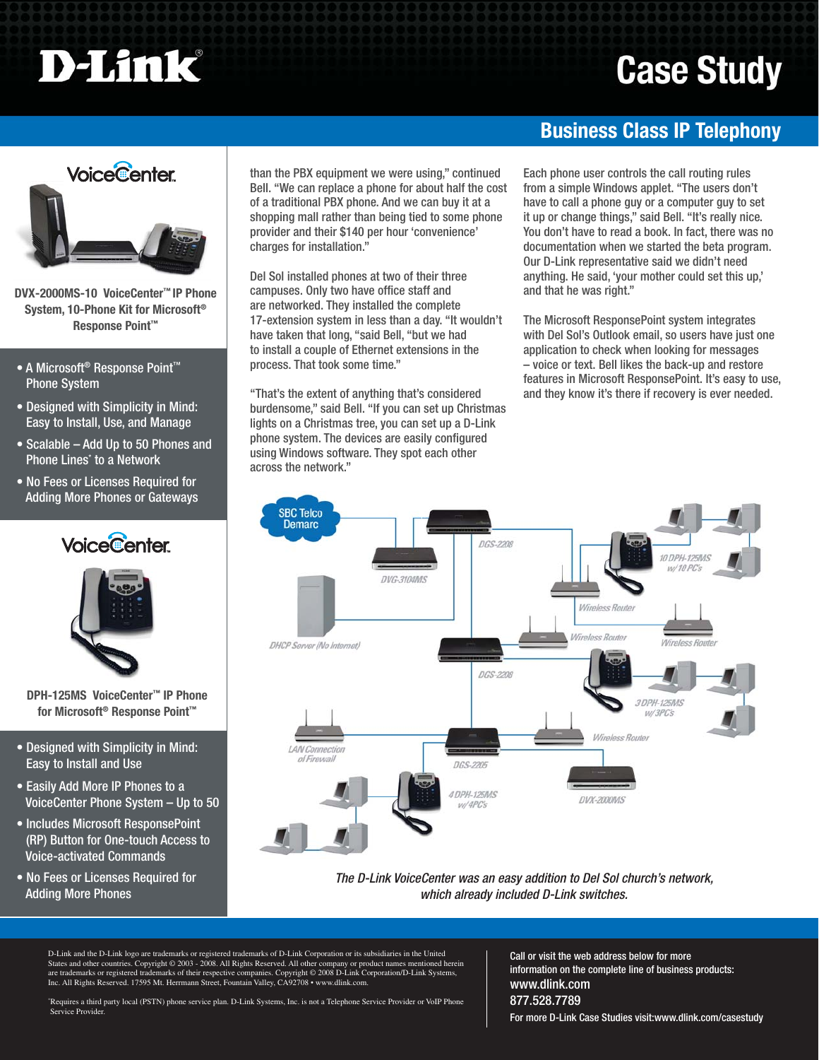# Case Study

## Business Class IP Telephony

**DVX-2000MS-10 VoiceCenter™ IP Phone System, 10-Phone Kit for Microsoft® Response Point™**

- A Microsoft® Response Point™ Phone System
- Designed with Simplicity in Mind: Easy to Install, Use, and Manage
- Scalable – Add Up to 50 Phones and Phone Lines* to a Network
- No Fees or Licenses Required for Adding More Phones or Gateways

**DPH-125MS VoiceCenter™ IP Phone for Microsoft® Response Point™**

- Designed with Simplicity in Mind: Easy to Install and Use
- Easily Add More IP Phones to a VoiceCenter Phone System – Up to 50
- Includes Microsoft ResponsePoint (RP) Button for One-touch Access to Voice-activated Commands
- No Fees or Licenses Required for Adding More Phones

than the PBX equipment we were using," continued Bell. "We can replace a phone for about half the cost of a traditional PBX phone. And we can buy it at a shopping mall rather than being tied to some phone provider and their $140 per hour 'convenience' charges for installation."

Del Sol installed phones at two of their three campuses. Only two have office staff and are networked. They installed the complete 17-extension system in less than a day. "It wouldn't have taken that long, "said Bell, "but we had to install a couple of Ethernet extensions in the process. That took some time."

"That's the extent of anything that's considered burdensome," said Bell. "If you can set up Christmas lights on a Christmas tree, you can set up a D-Link phone system. The devices are easily configured using Windows software. They spot each other across the network."

Each phone user controls the call routing rules from a simple Windows applet. "The users don't have to call a phone guy or a computer guy to set it up or change things," said Bell. "It's really nice. You don't have to read a book. In fact, there was no documentation when we started the beta program. Our D-Link representative said we didn't need anything. He said, 'your mother could set this up,' and that he was right."

The Microsoft ResponsePoint system integrates with Del Sol's Outlook email, so users have just one application to check when looking for messages – voice or text. Bell likes the back-up and restore features in Microsoft ResponsePoint. It's easy to use, and they know it's there if recovery is ever needed.

SBC Telco Demarc
DGS-2208
DVG-3104MS
10 DPH-125MS w/10 PC's
Wireless Router
Wireless Router
Wireless Router
DHCP Server (No Internet)
DGS-2208
3 DPH-125MS w/3PC's
Wireless Router
LAN Connection of Firewall
DGS-2205
4 DPH-125MS w/4PC's
DVX-2000MS

*The D-Link VoiceCenter was an easy addition to Del Sol church's network, which already included D-Link switches.*

D-Link and the D-Link logo are trademarks or registered trademarks of D-Link Corporation or its subsidiaries in the United States and other countries. Copyright © 2003 - 2008. All Rights Reserved. All other company or product names mentioned herein are trademarks or registered trademarks of their respective companies. Copyright © 2008 D-Link Corporation/D-Link Systems, Inc. All Rights Reserved. 17595 Mt. Herrmann Street, Fountain Valley, CA92708 • www.dlink.com.

*Requires a third party local (PSTN) phone service plan. D-Link Systems, Inc. is not a Telephone Service Provider or VoIP Phone Service Provider.

Call or visit the web address below for more information on the complete line of business products:
www.dlink.com
877.528.7789
For more D-Link Case Studies visit:www.dlink.com/casestudy